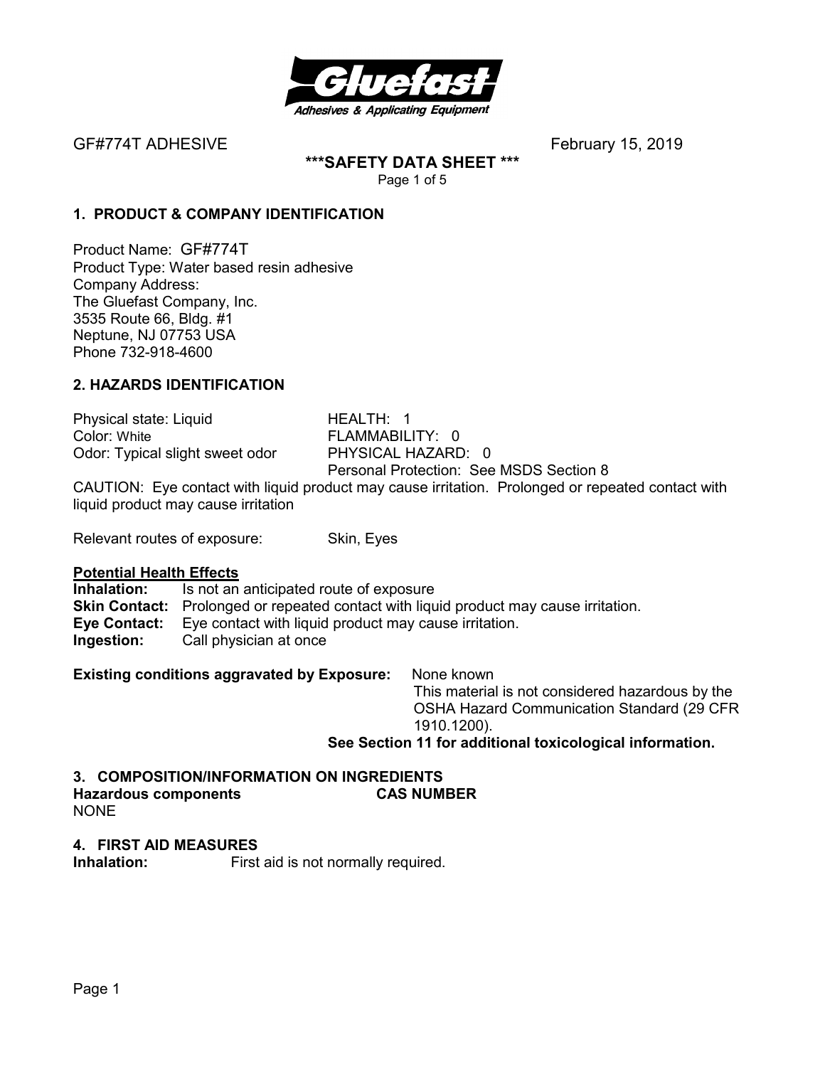GF#774T ADHESIVE February 15, 2019

**\*\*\*SAFETY DATA SHEET \*\*\***

## 1. PRODUCT & COMPANY IDENTIFICATION

Product Name: GF#774T
Product Type: Water based resin adhesive
Company Address:
The Gluefast Company, Inc.
3535 Route 66, Bldg. #1
Neptune, NJ 07753 USA
Phone 732-918-4600

## 2. HAZARDS IDENTIFICATION

| | |
|---|---|
| Physical state: Liquid | HEALTH: 1 |
| Color: White | FLAMMABILITY: 0 |
| Odor: Typical slight sweet odor | PHYSICAL HAZARD: 0 |
| | Personal Protection: See MSDS Section 8 |

CAUTION: Eye contact with liquid product may cause irritation. Prolonged or repeated contact with liquid product may cause irritation

Relevant routes of exposure: Skin, Eyes

**Potential Health Effects**

**Inhalation:** Is not an anticipated route of exposure
**Skin Contact:** Prolonged or repeated contact with liquid product may cause irritation.
**Eye Contact:** Eye contact with liquid product may cause irritation.
**Ingestion:** Call physician at once

**Existing conditions aggravated by Exposure:** None known

This material is not considered hazardous by the OSHA Hazard Communication Standard (29 CFR 1910.1200).

**See Section 11 for additional toxicological information.**

## 3. COMPOSITION/INFORMATION ON INGREDIENTS

| Hazardous components | CAS NUMBER |
|---|---|
| NONE | |

## 4. FIRST AID MEASURES

**Inhalation:** First aid is not normally required.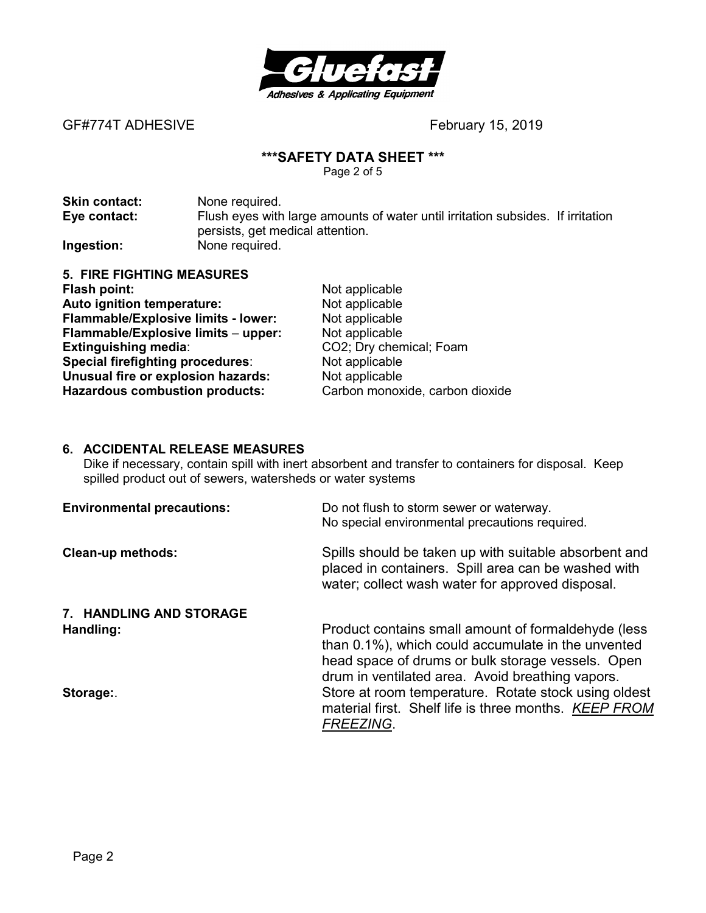**Skin contact:** None required.

**Eye contact:** Flush eyes with large amounts of water until irritation subsides. If irritation persists, get medical attention.

**Ingestion:** None required.

## 5. FIRE FIGHTING MEASURES

| | |
|---|---|
| **Flash point:** | Not applicable |
| **Auto ignition temperature:** | Not applicable |
| **Flammable/Explosive limits - lower:** | Not applicable |
| **Flammable/Explosive limits – upper:** | Not applicable |
| **Extinguishing media**: | $CO_2$; Dry chemical; Foam |
| **Special firefighting procedures**: | Not applicable |
| **Unusual fire or explosion hazards:** | Not applicable |
| **Hazardous combustion products:** | Carbon monoxide, carbon dioxide |

## 6. ACCIDENTAL RELEASE MEASURES

Dike if necessary, contain spill with inert absorbent and transfer to containers for disposal. Keep spilled product out of sewers, watersheds or water systems

**Environmental precautions:** Do not flush to storm sewer or waterway. No special environmental precautions required.

**Clean-up methods:** Spills should be taken up with suitable absorbent and placed in containers. Spill area can be washed with water; collect wash water for approved disposal.

## 7. HANDLING AND STORAGE

**Handling:** Product contains small amount of formaldehyde (less than 0.1%), which could accumulate in the unvented head space of drums or bulk storage vessels. Open drum in ventilated area. Avoid breathing vapors.

**Storage:**. Store at room temperature. Rotate stock using oldest material first. Shelf life is three months. *KEEP FROM FREEZING*.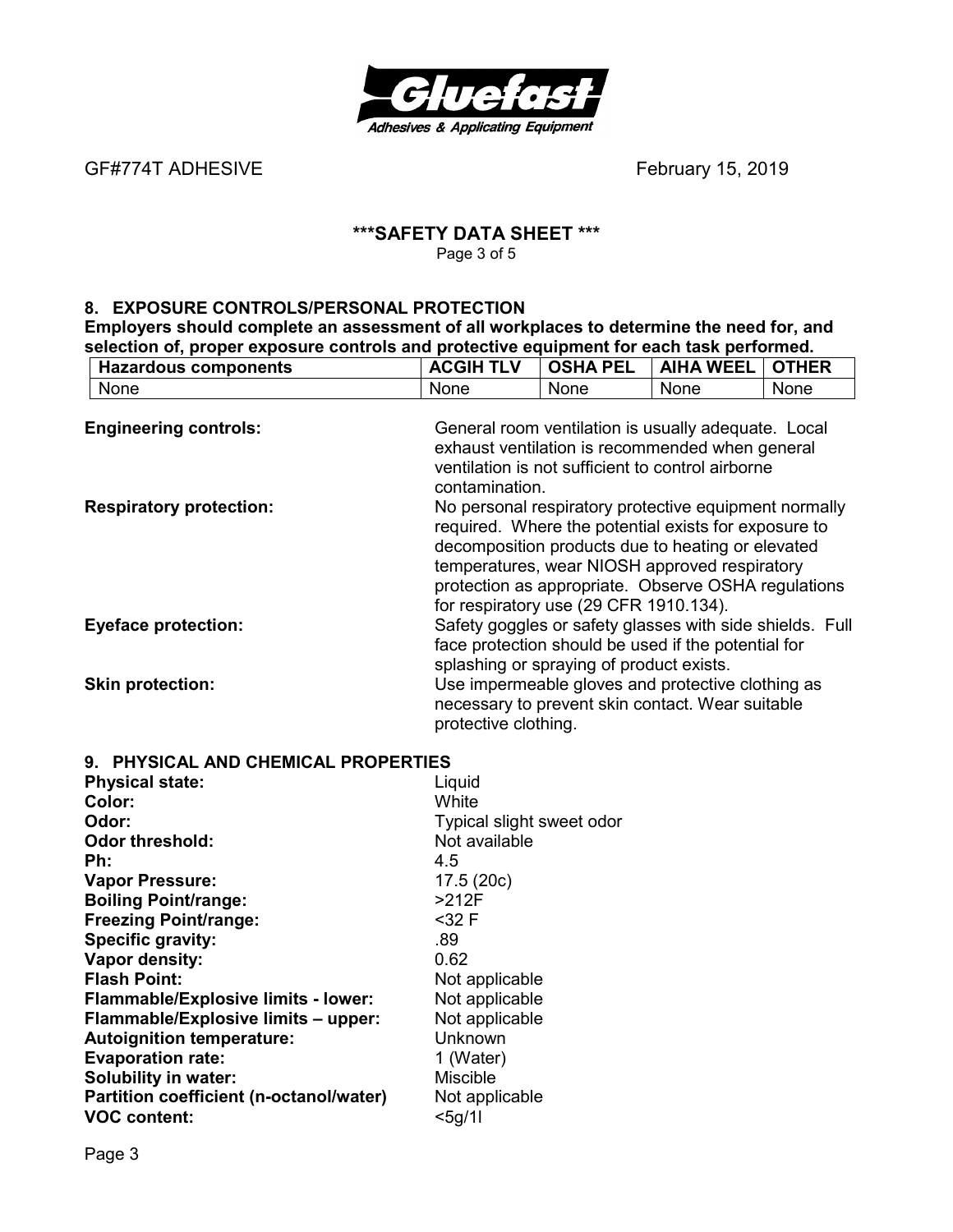GF#774T ADHESIVE February 15, 2019

## ***SAFETY DATA SHEET ***

### 8. EXPOSURE CONTROLS/PERSONAL PROTECTION

**Employers should complete an assessment of all workplaces to determine the need for, and selection of, proper exposure controls and protective equipment for each task performed.**

| Hazardous components | ACGIH TLV | OSHA PEL | AIHA WEEL | OTHER |
| --- | --- | --- | --- | --- |
| None | None | None | None | None |

**Engineering controls:** General room ventilation is usually adequate. Local exhaust ventilation is recommended when general ventilation is not sufficient to control airborne contamination.

**Respiratory protection:** No personal respiratory protective equipment normally required. Where the potential exists for exposure to decomposition products due to heating or elevated temperatures, wear NIOSH approved respiratory protection as appropriate. Observe OSHA regulations for respiratory use (29 CFR 1910.134).

**Eyeface protection:** Safety goggles or safety glasses with side shields. Full face protection should be used if the potential for splashing or spraying of product exists.

**Skin protection:** Use impermeable gloves and protective clothing as necessary to prevent skin contact. Wear suitable protective clothing.

### 9. PHYSICAL AND CHEMICAL PROPERTIES

**Physical state:** Liquid
**Color:** White
**Odor:** Typical slight sweet odor
**Odor threshold:** Not available
**Ph:** 4.5
**Vapor Pressure:** 17.5 (20c)
**Boiling Point/range:** >212F
**Freezing Point/range:** <32 F
**Specific gravity:** .89
**Vapor density:** 0.62
**Flash Point:** Not applicable
**Flammable/Explosive limits - lower:** Not applicable
**Flammable/Explosive limits – upper:** Not applicable
**Autoignition temperature:** Unknown
**Evaporation rate:** 1 (Water)
**Solubility in water:** Miscible
**Partition coefficient (n-octanol/water)** Not applicable
**VOC content:** <5g/1l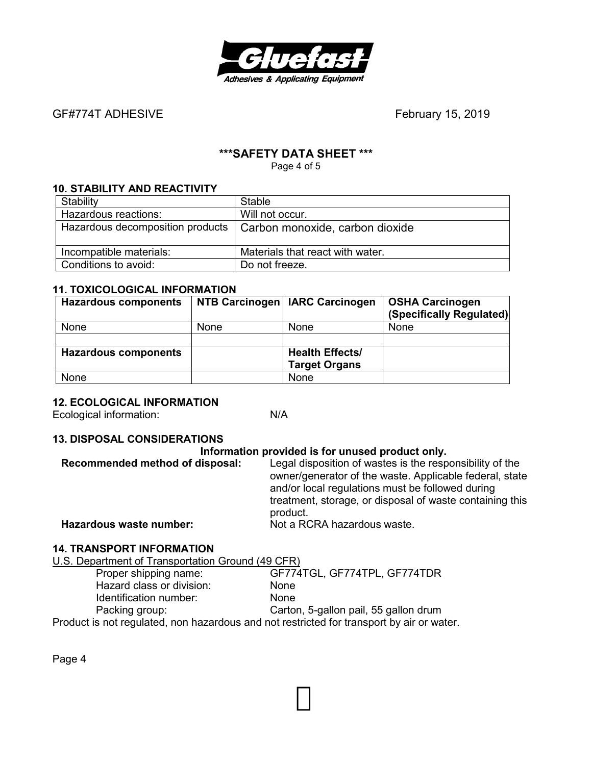## 10. STABILITY AND REACTIVITY

| Stability | Stable |
|---|---|
| Hazardous reactions: | Will not occur. |
| Hazardous decomposition products | Carbon monoxide, carbon dioxide |
| Incompatible materials: | Materials that react with water. |
| Conditions to avoid: | Do not freeze. |

## 11. TOXICOLOGICAL INFORMATION

| Hazardous components | NTB Carcinogen | IARC Carcinogen | OSHA Carcinogen (Specifically Regulated) |
|---|---|---|---|
| None | None | None | None |
| | | | |
| **Hazardous components** | | **Health Effects/ Target Organs** | |
| None | | None | |

## 12. ECOLOGICAL INFORMATION

Ecological information: N/A

## 13. DISPOSAL CONSIDERATIONS

**Information provided is for unused product only.**

**Recommended method of disposal:** Legal disposition of wastes is the responsibility of the owner/generator of the waste. Applicable federal, state and/or local regulations must be followed during treatment, storage, or disposal of waste containing this product.

**Hazardous waste number:** Not a RCRA hazardous waste.

## 14. TRANSPORT INFORMATION

U.S. Department of Transportation Ground (49 CFR)

- Proper shipping name: GF774TGL, GF774TPL, GF774TDR
- Hazard class or division: None
- Identification number: None
- Packing group: Carton, 5-gallon pail, 55 gallon drum

Product is not regulated, non hazardous and not restricted for transport by air or water.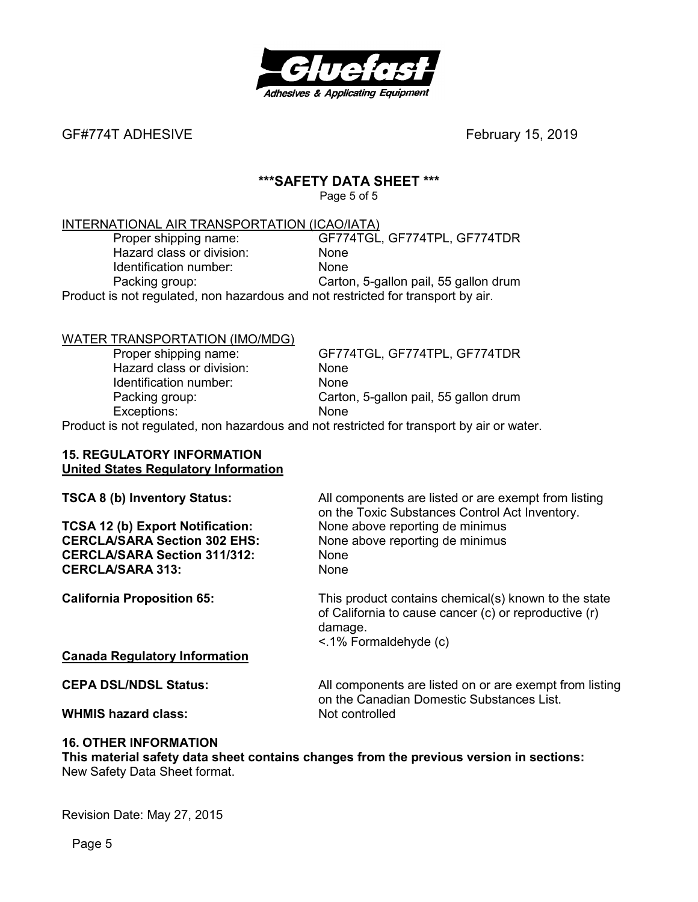GF#774T ADHESIVE February 15, 2019

**\*\*\*SAFETY DATA SHEET \*\*\***

INTERNATIONAL AIR TRANSPORTATION (ICAO/IATA)

| | |
|---|---|
| Proper shipping name: | GF774TGL, GF774TPL, GF774TDR |
| Hazard class or division: | None |
| Identification number: | None |
| Packing group: | Carton, 5-gallon pail, 55 gallon drum |

Product is not regulated, non hazardous and not restricted for transport by air.

WATER TRANSPORTATION (IMO/MDG)

| | |
|---|---|
| Proper shipping name: | GF774TGL, GF774TPL, GF774TDR |
| Hazard class or division: | None |
| Identification number: | None |
| Packing group: | Carton, 5-gallon pail, 55 gallon drum |
| Exceptions: | None |

Product is not regulated, non hazardous and not restricted for transport by air or water.

## 15. REGULATORY INFORMATION

**United States Regulatory Information**

| | |
|---|---|
| **TSCA 8 (b) Inventory Status:** | All components are listed or are exempt from listing on the Toxic Substances Control Act Inventory. |
| **TCSA 12 (b) Export Notification:** | None above reporting de minimus |
| **CERCLA/SARA Section 302 EHS:** | None above reporting de minimus |
| **CERCLA/SARA Section 311/312:** | None |
| **CERCLA/SARA 313:** | None |
| **California Proposition 65:** | This product contains chemical(s) known to the state of California to cause cancer (c) or reproductive (r) damage. <.1% Formaldehyde (c) |

**Canada Regulatory Information**

| | |
|---|---|
| **CEPA DSL/NDSL Status:** | All components are listed on or are exempt from listing on the Canadian Domestic Substances List. |
| **WHMIS hazard class:** | Not controlled |

## 16. OTHER INFORMATION

**This material safety data sheet contains changes from the previous version in sections:**
New Safety Data Sheet format.

Revision Date: May 27, 2015